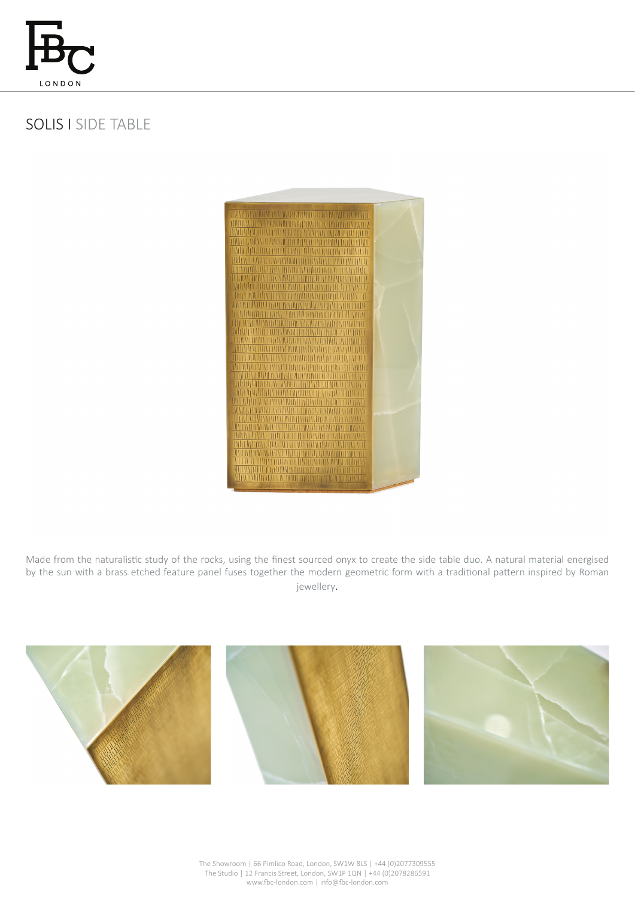FBC LONDON

# SOLIS I SIDE TABLE

Made from the naturalistic study of the rocks, using the finest sourced onyx to create the side table duo. A natural material energised by the sun with a brass etched feature panel fuses together the modern geometric form with a traditional pattern inspired by Roman jewellery.

The Showroom | 66 Pimlico Road, London, SW1W 8LS | +44 (0)2077309555
The Studio | 12 Francis Street, London, SW1P 1QN | +44 (0)2078286591
www.fbc-london.com | info@fbc-london.com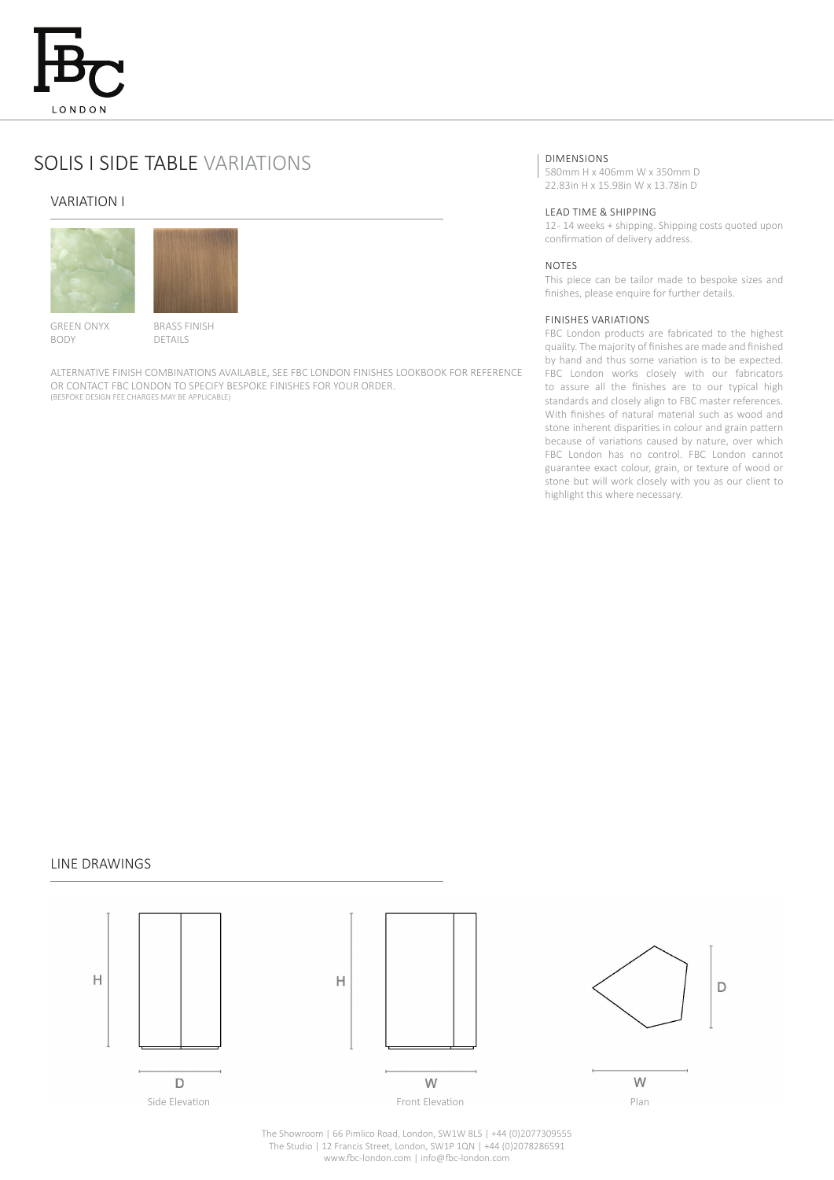# SOLIS I SIDE TABLE VARIATIONS

## VARIATION I

GREEN ONYX BODY

BRASS FINISH DETAILS

ALTERNATIVE FINISH COMBINATIONS AVAILABLE, SEE FBC LONDON FINISHES LOOKBOOK FOR REFERENCE OR CONTACT FBC LONDON TO SPECIFY BESPOKE FINISHES FOR YOUR ORDER.
(BESPOKE DESIGN FEE CHARGES MAY BE APPLICABLE)

### DIMENSIONS

580mm H x 406mm W x 350mm D
22.83in H x 15.98in W x 13.78in D

### LEAD TIME & SHIPPING

12- 14 weeks + shipping. Shipping costs quoted upon confirmation of delivery address.

### NOTES

This piece can be tailor made to bespoke sizes and finishes, please enquire for further details.

### FINISHES VARIATIONS

FBC London products are fabricated to the highest quality. The majority of finishes are made and finished by hand and thus some variation is to be expected. FBC London works closely with our fabricators to assure all the finishes are to our typical high standards and closely align to FBC master references. With finishes of natural material such as wood and stone inherent disparities in colour and grain pattern because of variations caused by nature, over which FBC London has no control. FBC London cannot guarantee exact colour, grain, or texture of wood or stone but will work closely with you as our client to highlight this where necessary.

## LINE DRAWINGS

H
D
Side Elevation

H
W
Front Elevation

D
W
Plan

The Showroom | 66 Pimlico Road, London, SW1W 8LS | +44 (0)2077309555
The Studio | 12 Francis Street, London, SW1P 1QN | +44 (0)2078286591
www.fbc-london.com | info@fbc-london.com